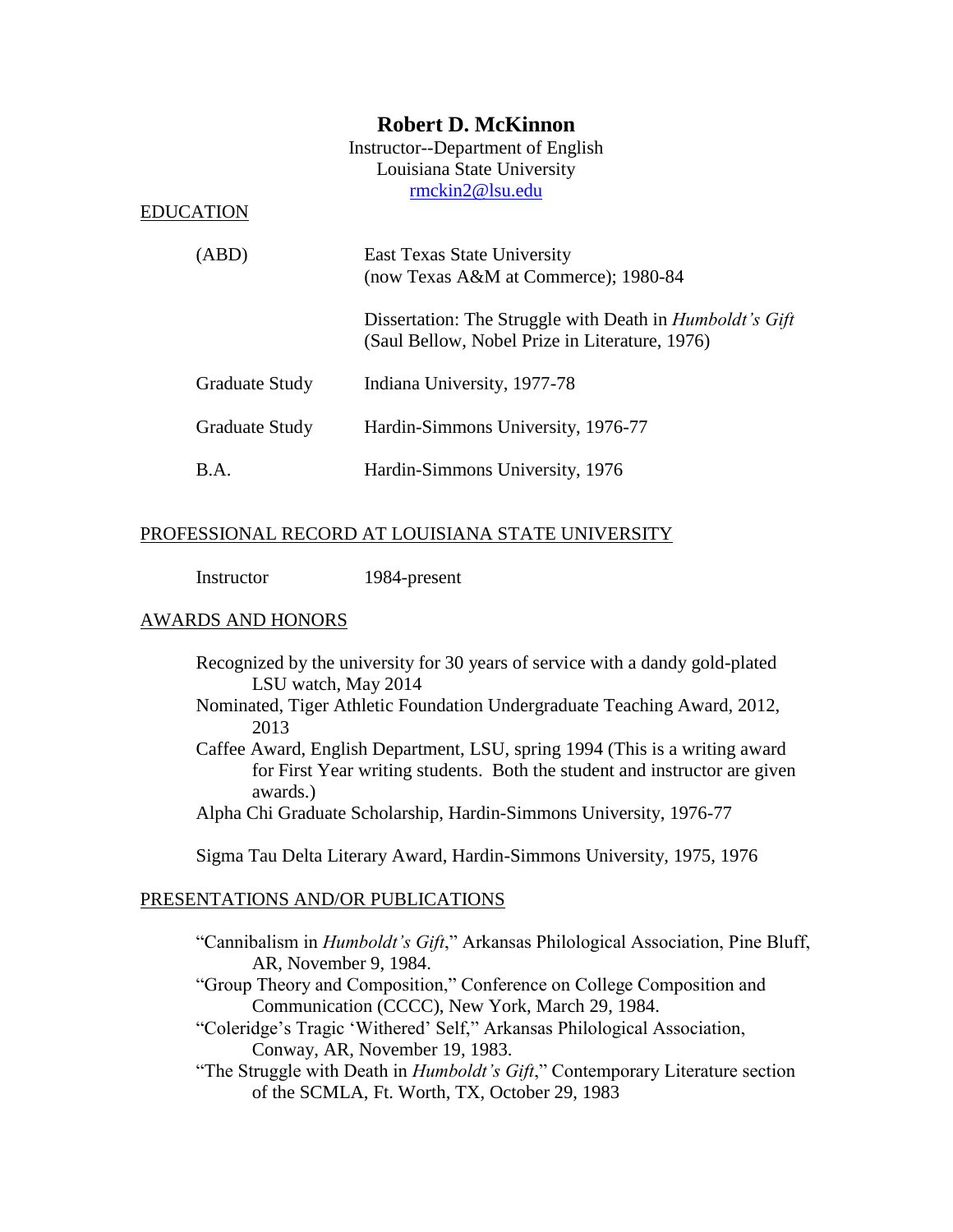# Robert D. McKinnon

Instructor--Department of English
Louisiana State University
rmckin2@lsu.edu

## EDUCATION

| | |
|---|---|
| (ABD) | East Texas State University (now Texas A&M at Commerce); 1980-84 |
| | Dissertation: The Struggle with Death in *Humboldt's Gift* (Saul Bellow, Nobel Prize in Literature, 1976) |
| Graduate Study | Indiana University, 1977-78 |
| Graduate Study | Hardin-Simmons University, 1976-77 |
| B.A. | Hardin-Simmons University, 1976 |

## PROFESSIONAL RECORD AT LOUISIANA STATE UNIVERSITY

Instructor 1984-present

## AWARDS AND HONORS

Recognized by the university for 30 years of service with a dandy gold-plated LSU watch, May 2014

Nominated, Tiger Athletic Foundation Undergraduate Teaching Award, 2012, 2013

Caffee Award, English Department, LSU, spring 1994 (This is a writing award for First Year writing students. Both the student and instructor are given awards.)

Alpha Chi Graduate Scholarship, Hardin-Simmons University, 1976-77

Sigma Tau Delta Literary Award, Hardin-Simmons University, 1975, 1976

## PRESENTATIONS AND/OR PUBLICATIONS

"Cannibalism in *Humboldt's Gift*," Arkansas Philological Association, Pine Bluff, AR, November 9, 1984.

"Group Theory and Composition," Conference on College Composition and Communication (CCCC), New York, March 29, 1984.

"Coleridge's Tragic 'Withered' Self," Arkansas Philological Association, Conway, AR, November 19, 1983.

"The Struggle with Death in *Humboldt's Gift*," Contemporary Literature section of the SCMLA, Ft. Worth, TX, October 29, 1983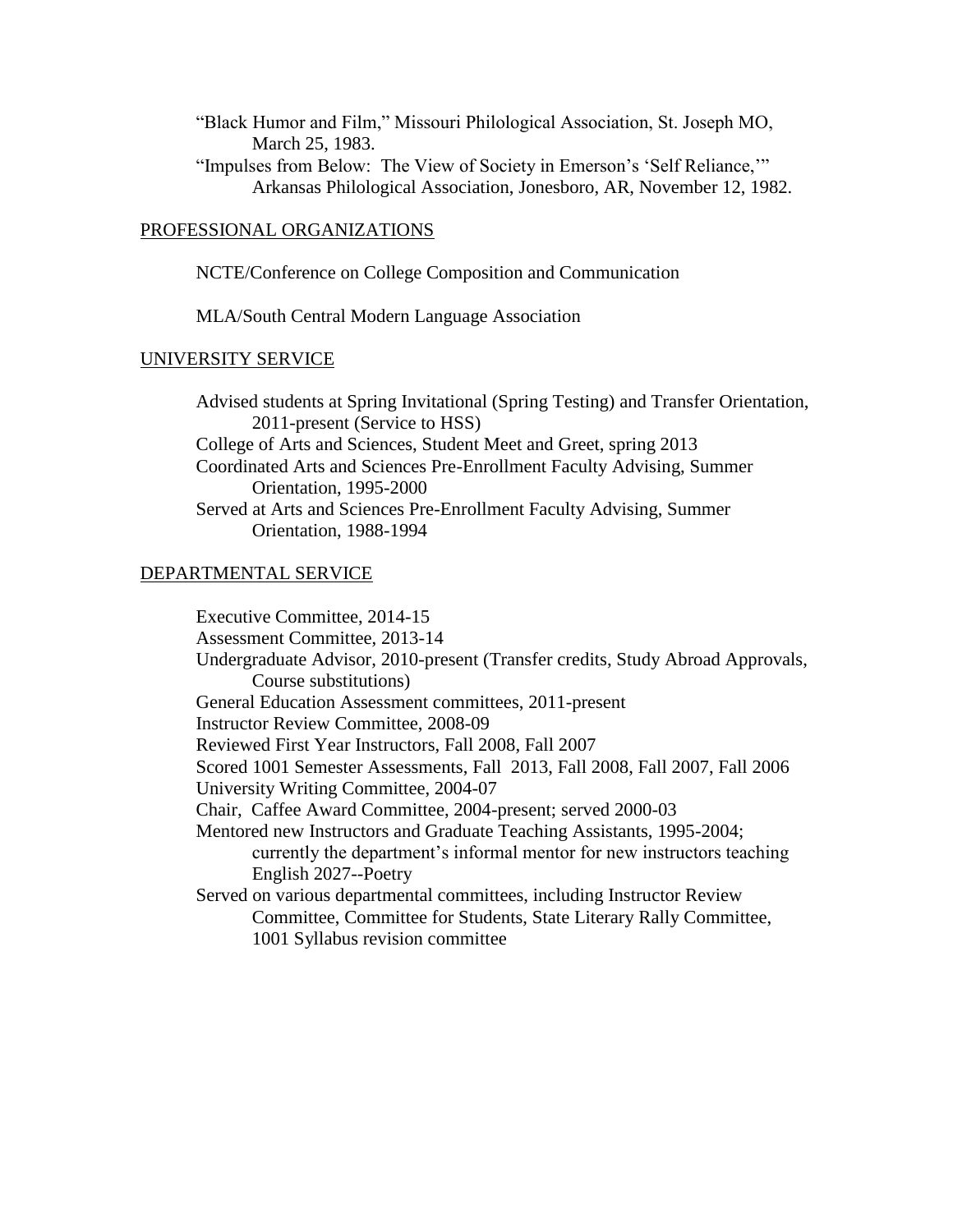"Black Humor and Film," Missouri Philological Association, St. Joseph MO, March 25, 1983.

"Impulses from Below: The View of Society in Emerson's 'Self Reliance,'" Arkansas Philological Association, Jonesboro, AR, November 12, 1982.

## PROFESSIONAL ORGANIZATIONS

NCTE/Conference on College Composition and Communication

MLA/South Central Modern Language Association

## UNIVERSITY SERVICE

Advised students at Spring Invitational (Spring Testing) and Transfer Orientation, 2011-present (Service to HSS)

College of Arts and Sciences, Student Meet and Greet, spring 2013

Coordinated Arts and Sciences Pre-Enrollment Faculty Advising, Summer Orientation, 1995-2000

Served at Arts and Sciences Pre-Enrollment Faculty Advising, Summer Orientation, 1988-1994

## DEPARTMENTAL SERVICE

Executive Committee, 2014-15

Assessment Committee, 2013-14

Undergraduate Advisor, 2010-present (Transfer credits, Study Abroad Approvals, Course substitutions)

General Education Assessment committees, 2011-present

Instructor Review Committee, 2008-09

Reviewed First Year Instructors, Fall 2008, Fall 2007

Scored 1001 Semester Assessments, Fall 2013, Fall 2008, Fall 2007, Fall 2006

University Writing Committee, 2004-07

Chair, Caffee Award Committee, 2004-present; served 2000-03

Mentored new Instructors and Graduate Teaching Assistants, 1995-2004; currently the department's informal mentor for new instructors teaching English 2027--Poetry

Served on various departmental committees, including Instructor Review Committee, Committee for Students, State Literary Rally Committee, 1001 Syllabus revision committee